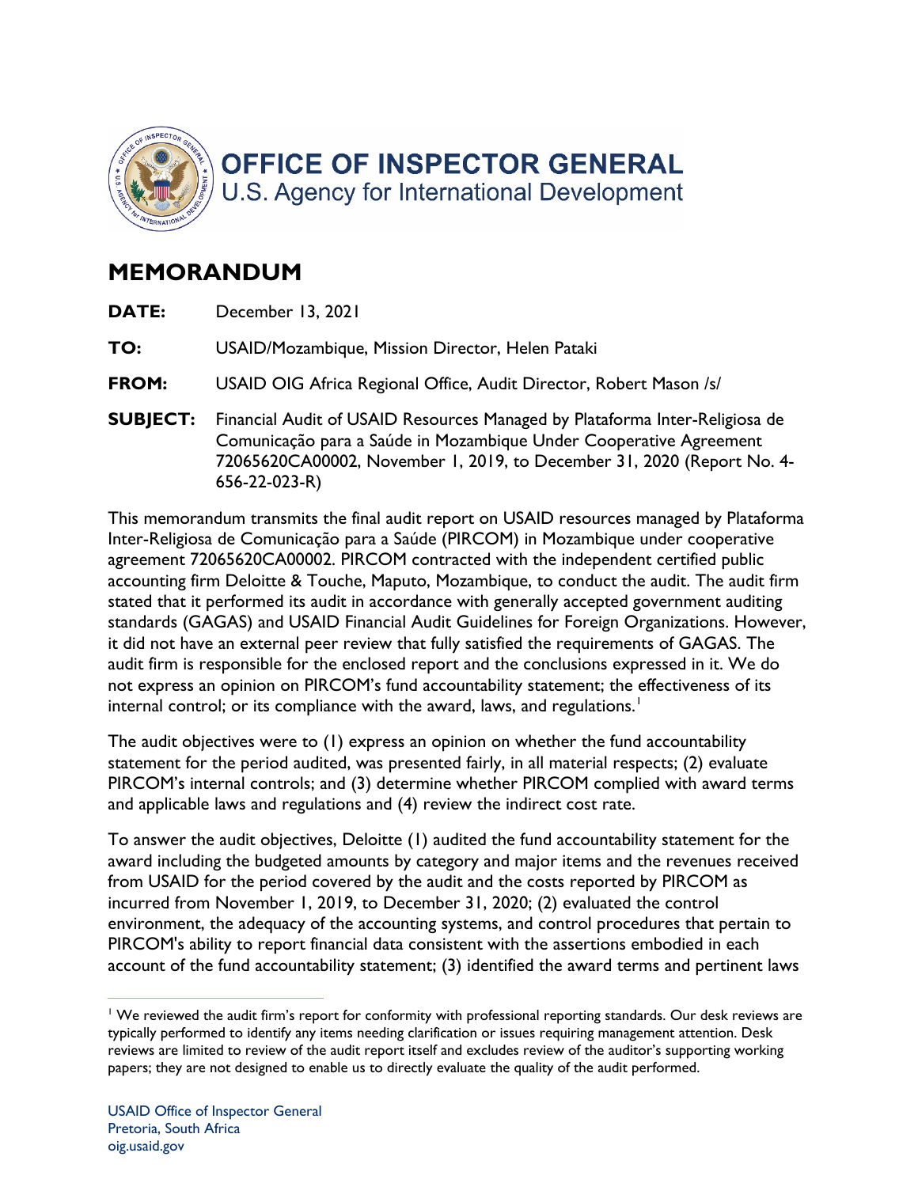**OFFICE OF INSPECTOR GENERAL**
U.S. Agency for International Development

# MEMORANDUM

**DATE:** December 13, 2021

**TO:** USAID/Mozambique, Mission Director, Helen Pataki

**FROM:** USAID OIG Africa Regional Office, Audit Director, Robert Mason /s/

**SUBJECT:** Financial Audit of USAID Resources Managed by Plataforma Inter-Religiosa de Comunicação para a Saúde in Mozambique Under Cooperative Agreement 72065620CA00002, November 1, 2019, to December 31, 2020 (Report No. 4-656-22-023-R)

This memorandum transmits the final audit report on USAID resources managed by Plataforma Inter-Religiosa de Comunicação para a Saúde (PIRCOM) in Mozambique under cooperative agreement 72065620CA00002. PIRCOM contracted with the independent certified public accounting firm Deloitte & Touche, Maputo, Mozambique, to conduct the audit. The audit firm stated that it performed its audit in accordance with generally accepted government auditing standards (GAGAS) and USAID Financial Audit Guidelines for Foreign Organizations. However, it did not have an external peer review that fully satisfied the requirements of GAGAS. The audit firm is responsible for the enclosed report and the conclusions expressed in it. We do not express an opinion on PIRCOM's fund accountability statement; the effectiveness of its internal control; or its compliance with the award, laws, and regulations.[1]

The audit objectives were to (1) express an opinion on whether the fund accountability statement for the period audited, was presented fairly, in all material respects; (2) evaluate PIRCOM's internal controls; and (3) determine whether PIRCOM complied with award terms and applicable laws and regulations and (4) review the indirect cost rate.

To answer the audit objectives, Deloitte (1) audited the fund accountability statement for the award including the budgeted amounts by category and major items and the revenues received from USAID for the period covered by the audit and the costs reported by PIRCOM as incurred from November 1, 2019, to December 31, 2020; (2) evaluated the control environment, the adequacy of the accounting systems, and control procedures that pertain to PIRCOM's ability to report financial data consistent with the assertions embodied in each account of the fund accountability statement; (3) identified the award terms and pertinent laws

[1] We reviewed the audit firm's report for conformity with professional reporting standards. Our desk reviews are typically performed to identify any items needing clarification or issues requiring management attention. Desk reviews are limited to review of the audit report itself and excludes review of the auditor's supporting working papers; they are not designed to enable us to directly evaluate the quality of the audit performed.

USAID Office of Inspector General
Pretoria, South Africa
oig.usaid.gov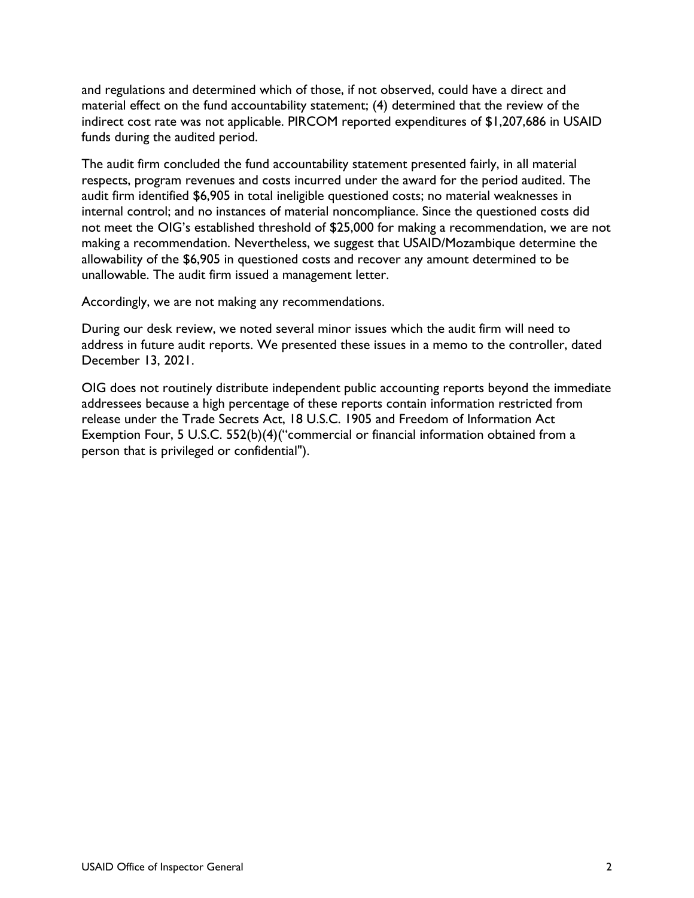and regulations and determined which of those, if not observed, could have a direct and material effect on the fund accountability statement; (4) determined that the review of the indirect cost rate was not applicable. PIRCOM reported expenditures of $1,207,686 in USAID funds during the audited period.

The audit firm concluded the fund accountability statement presented fairly, in all material respects, program revenues and costs incurred under the award for the period audited. The audit firm identified $6,905 in total ineligible questioned costs; no material weaknesses in internal control; and no instances of material noncompliance. Since the questioned costs did not meet the OIG's established threshold of $25,000 for making a recommendation, we are not making a recommendation. Nevertheless, we suggest that USAID/Mozambique determine the allowability of the $6,905 in questioned costs and recover any amount determined to be unallowable. The audit firm issued a management letter.

Accordingly, we are not making any recommendations.

During our desk review, we noted several minor issues which the audit firm will need to address in future audit reports. We presented these issues in a memo to the controller, dated December 13, 2021.

OIG does not routinely distribute independent public accounting reports beyond the immediate addressees because a high percentage of these reports contain information restricted from release under the Trade Secrets Act, 18 U.S.C. 1905 and Freedom of Information Act Exemption Four, 5 U.S.C. 552(b)(4)("commercial or financial information obtained from a person that is privileged or confidential").